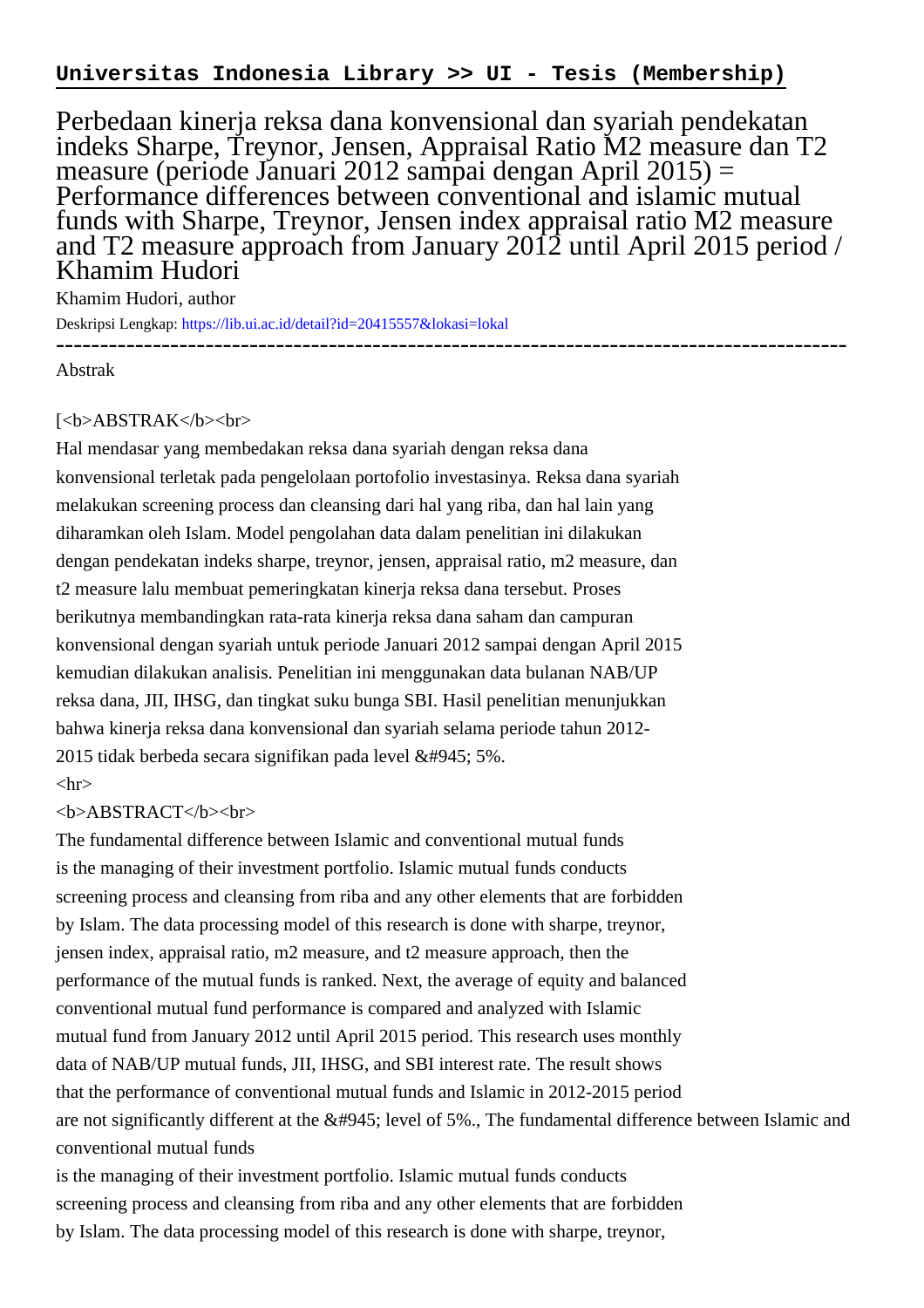**Universitas Indonesia Library >> UI - Tesis (Membership)**

# Perbedaan kinerja reksa dana konvensional dan syariah pendekatan indeks Sharpe, Treynor, Jensen, Appraisal Ratio M2 measure dan T2 measure (periode Januari 2012 sampai dengan April 2015) = Performance differences between conventional and islamic mutual funds with Sharpe, Treynor, Jensen index appraisal ratio M2 measure and T2 measure approach from January 2012 until April 2015 period / Khamim Hudori

Khamim Hudori, author

Deskripsi Lengkap: https://lib.ui.ac.id/detail?id=20415557&lokasi=lokal

------------------------------------------------------------------------------------------

Abstrak

[<b>ABSTRAK</b><br>
Hal mendasar yang membedakan reksa dana syariah dengan reksa dana
konvensional terletak pada pengelolaan portofolio investasinya. Reksa dana syariah
melakukan screening process dan cleansing dari hal yang riba, dan hal lain yang
diharamkan oleh Islam. Model pengolahan data dalam penelitian ini dilakukan
dengan pendekatan indeks sharpe, treynor, jensen, appraisal ratio, m2 measure, dan
t2 measure lalu membuat pemeringkatan kinerja reksa dana tersebut. Proses
berikutnya membandingkan rata-rata kinerja reksa dana saham dan campuran
konvensional dengan syariah untuk periode Januari 2012 sampai dengan April 2015
kemudian dilakukan analisis. Penelitian ini menggunakan data bulanan NAB/UP
reksa dana, JII, IHSG, dan tingkat suku bunga SBI. Hasil penelitian menunjukkan
bahwa kinerja reksa dana konvensional dan syariah selama periode tahun 2012-
2015 tidak berbeda secara signifikan pada level &#945; 5%.
<hr>
<b>ABSTRACT</b><br>
The fundamental difference between Islamic and conventional mutual funds
is the managing of their investment portfolio. Islamic mutual funds conducts
screening process and cleansing from riba and any other elements that are forbidden
by Islam. The data processing model of this research is done with sharpe, treynor,
jensen index, appraisal ratio, m2 measure, and t2 measure approach, then the
performance of the mutual funds is ranked. Next, the average of equity and balanced
conventional mutual fund performance is compared and analyzed with Islamic
mutual fund from January 2012 until April 2015 period. This research uses monthly
data of NAB/UP mutual funds, JII, IHSG, and SBI interest rate. The result shows
that the performance of conventional mutual funds and Islamic in 2012-2015 period
are not significantly different at the &#945; level of 5%., The fundamental difference between Islamic and conventional mutual funds
is the managing of their investment portfolio. Islamic mutual funds conducts
screening process and cleansing from riba and any other elements that are forbidden
by Islam. The data processing model of this research is done with sharpe, treynor,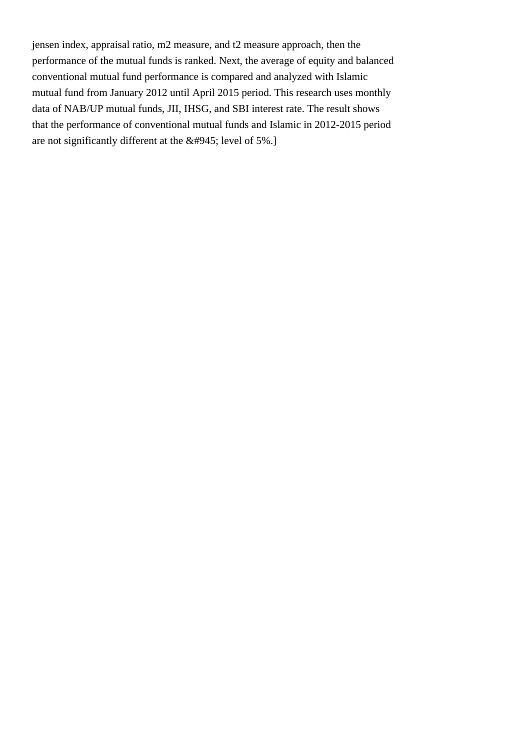jensen index, appraisal ratio, m2 measure, and t2 measure approach, then the performance of the mutual funds is ranked. Next, the average of equity and balanced conventional mutual fund performance is compared and analyzed with Islamic mutual fund from January 2012 until April 2015 period. This research uses monthly data of NAB/UP mutual funds, JII, IHSG, and SBI interest rate. The result shows that the performance of conventional mutual funds and Islamic in 2012-2015 period are not significantly different at the &#945; level of 5%.]